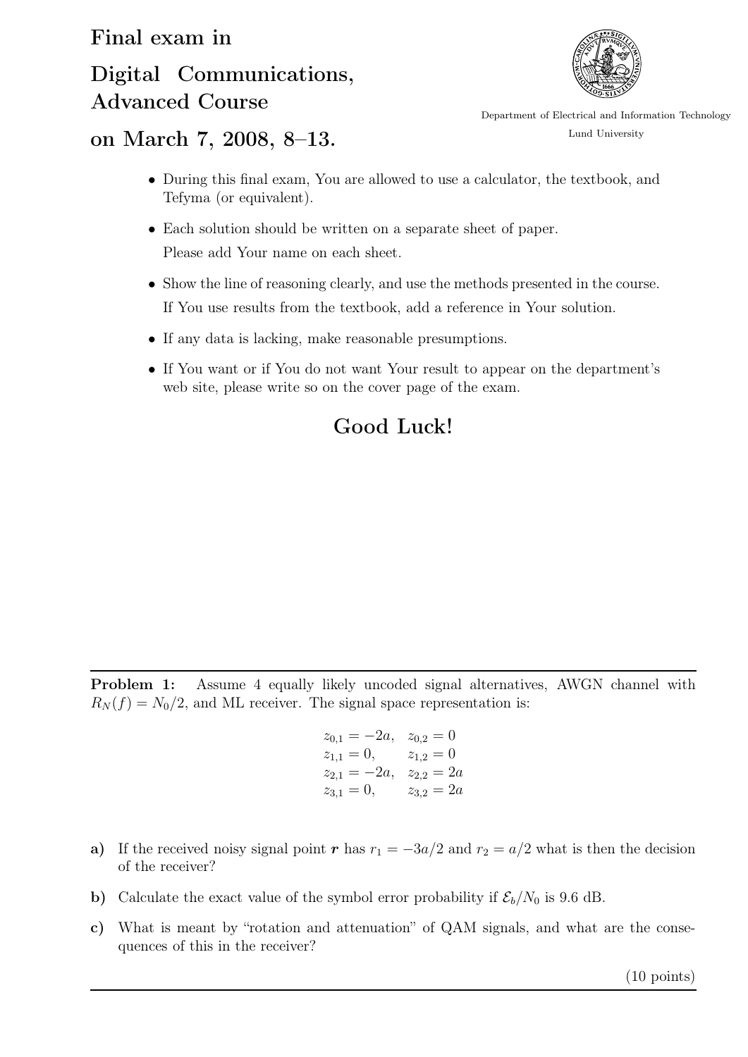# Final exam in

# Digital Communications, Advanced Course

# on March 7, 2008, 8–13.

Department of Electrical and Information Technology

Lund University

- During this final exam, You are allowed to use a calculator, the textbook, and Tefyma (or equivalent).
- Each solution should be written on a separate sheet of paper.
  Please add Your name on each sheet.
- Show the line of reasoning clearly, and use the methods presented in the course.
  If You use results from the textbook, add a reference in Your solution.
- If any data is lacking, make reasonable presumptions.
- If You want or if You do not want Your result to appear on the department's web site, please write so on the cover page of the exam.

## Good Luck!

---

**Problem 1:** Assume 4 equally likely uncoded signal alternatives, AWGN channel with $R_N(f) = N_0/2$, and ML receiver. The signal space representation is:

$$
\begin{aligned}
z_{0,1} &= -2a, & z_{0,2} &= 0 \\
z_{1,1} &= 0, & z_{1,2} &= 0 \\
z_{2,1} &= -2a, & z_{2,2} &= 2a \\
z_{3,1} &= 0, & z_{3,2} &= 2a
\end{aligned}
$$

**a)** If the received noisy signal point $\boldsymbol{r}$ has $r_1 = -3a/2$ and $r_2 = a/2$ what is then the decision of the receiver?

**b)** Calculate the exact value of the symbol error probability if $\mathcal{E}_b/N_0$ is 9.6 dB.

**c)** What is meant by "rotation and attenuation" of QAM signals, and what are the consequences of this in the receiver?

(10 points)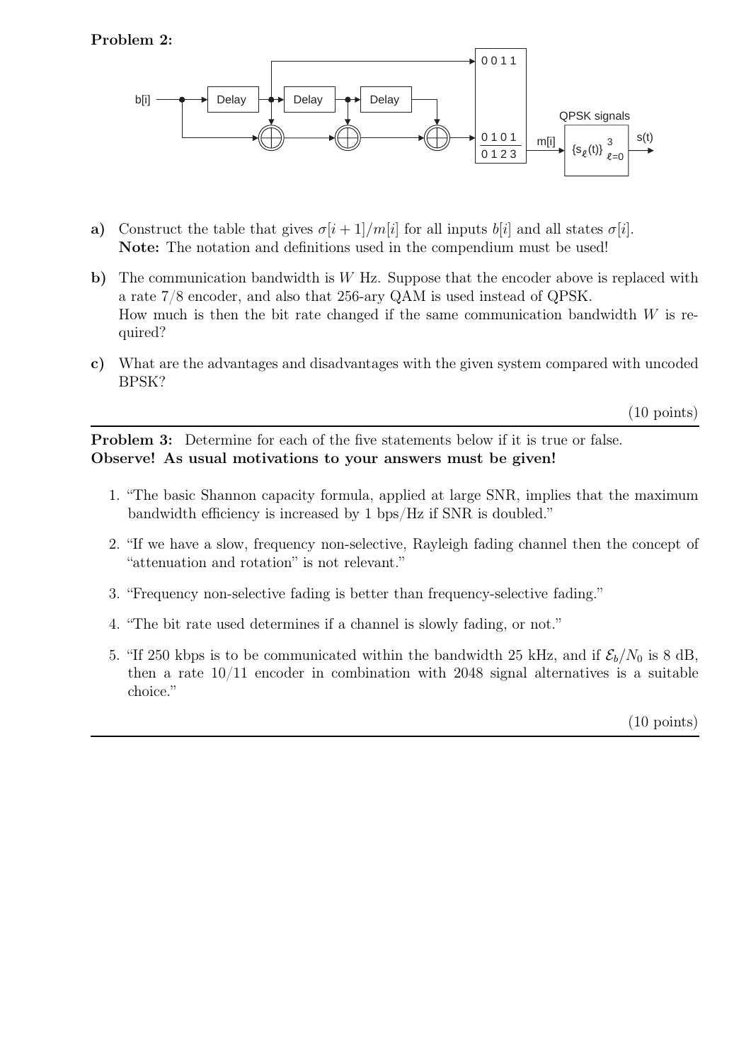**Problem 2:**

b[i] → Delay → Delay → Delay; outputs to mapping table:

| 0 0 1 1 |
|---|
| 0 1 0 1 |
| 0 1 2 3 |

m[i] → QPSK signals $\{s_\ell(t)\}_{\ell=0}^{3}$ → s(t)

**a)** Construct the table that gives $\sigma[i+1]/m[i]$ for all inputs $b[i]$ and all states $\sigma[i]$.
**Note:** The notation and definitions used in the compendium must be used!

**b)** The communication bandwidth is $W$ Hz. Suppose that the encoder above is replaced with a rate 7/8 encoder, and also that 256-ary QAM is used instead of QPSK.
How much is then the bit rate changed if the same communication bandwidth $W$ is required?

**c)** What are the advantages and disadvantages with the given system compared with uncoded BPSK?

(10 points)

**Problem 3:** Determine for each of the five statements below if it is true or false.
**Observe! As usual motivations to your answers must be given!**

1. "The basic Shannon capacity formula, applied at large SNR, implies that the maximum bandwidth efficiency is increased by 1 bps/Hz if SNR is doubled."

2. "If we have a slow, frequency non-selective, Rayleigh fading channel then the concept of "attenuation and rotation" is not relevant."

3. "Frequency non-selective fading is better than frequency-selective fading."

4. "The bit rate used determines if a channel is slowly fading, or not."

5. "If 250 kbps is to be communicated within the bandwidth 25 kHz, and if $\mathcal{E}_b/N_0$ is 8 dB, then a rate 10/11 encoder in combination with 2048 signal alternatives is a suitable choice."

(10 points)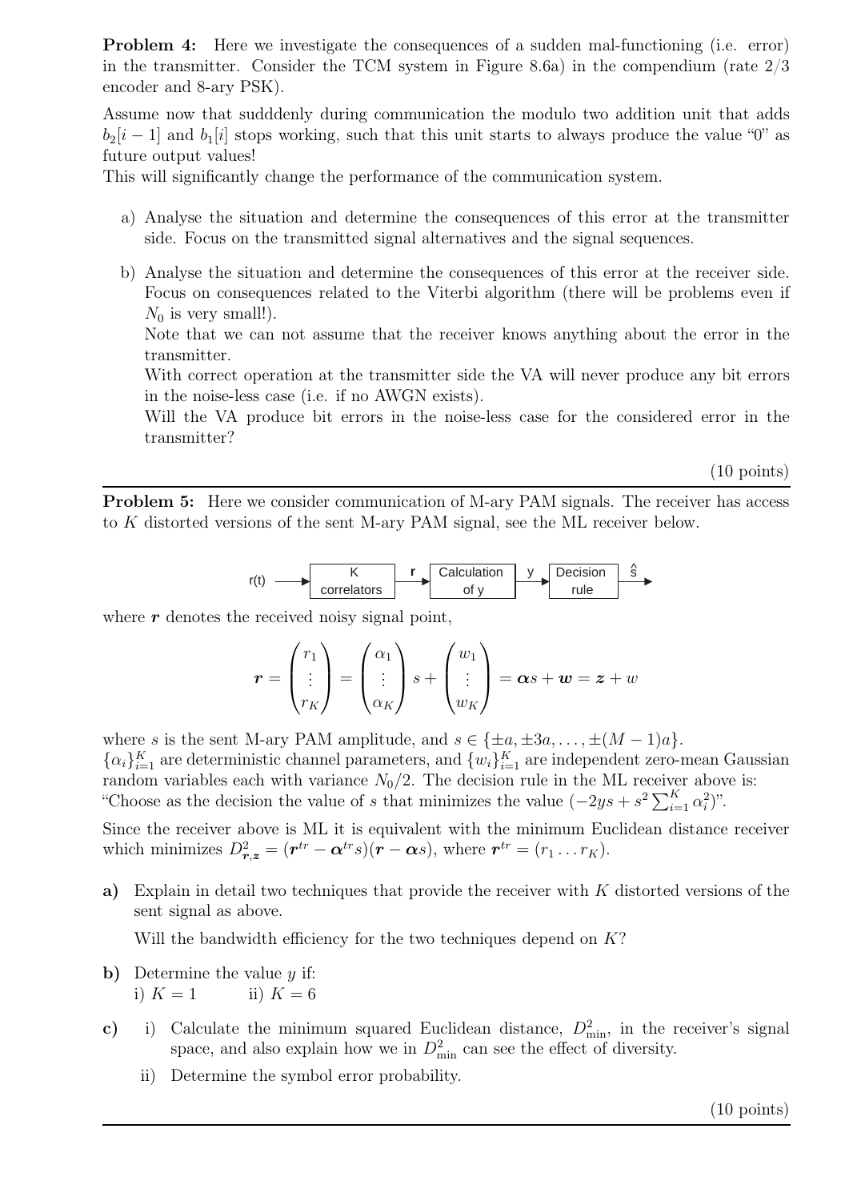**Problem 4:** Here we investigate the consequences of a sudden mal-functioning (i.e. error) in the transmitter. Consider the TCM system in Figure 8.6a) in the compendium (rate 2/3 encoder and 8-ary PSK).

Assume now that sudddenly during communication the modulo two addition unit that adds $b_2[i-1]$ and $b_1[i]$ stops working, such that this unit starts to always produce the value "0" as future output values!
This will significantly change the performance of the communication system.

a) Analyse the situation and determine the consequences of this error at the transmitter side. Focus on the transmitted signal alternatives and the signal sequences.

b) Analyse the situation and determine the consequences of this error at the receiver side. Focus on consequences related to the Viterbi algorithm (there will be problems even if $N_0$ is very small!).
Note that we can not assume that the receiver knows anything about the error in the transmitter.
With correct operation at the transmitter side the VA will never produce any bit errors in the noise-less case (i.e. if no AWGN exists).
Will the VA produce bit errors in the noise-less case for the considered error in the transmitter?

(10 points)

---

**Problem 5:** Here we consider communication of M-ary PAM signals. The receiver has access to $K$ distorted versions of the sent M-ary PAM signal, see the ML receiver below.

r(t) → K correlators → **r** → Calculation of y → y → Decision rule → $\hat{s}$

where $\boldsymbol{r}$ denotes the received noisy signal point,

$$\boldsymbol{r} = \begin{pmatrix} r_1 \\ \vdots \\ r_K \end{pmatrix} = \begin{pmatrix} \alpha_1 \\ \vdots \\ \alpha_K \end{pmatrix} s + \begin{pmatrix} w_1 \\ \vdots \\ w_K \end{pmatrix} = \boldsymbol{\alpha} s + \boldsymbol{w} = \boldsymbol{z} + w$$

where $s$ is the sent M-ary PAM amplitude, and $s \in \{\pm a, \pm 3a, \ldots, \pm(M-1)a\}$.
$\{\alpha_i\}_{i=1}^{K}$ are deterministic channel parameters, and $\{w_i\}_{i=1}^{K}$ are independent zero-mean Gaussian random variables each with variance $N_0/2$. The decision rule in the ML receiver above is: "Choose as the decision the value of $s$ that minimizes the value $(-2ys + s^2 \sum_{i=1}^{K} \alpha_i^2)$".

Since the receiver above is ML it is equivalent with the minimum Euclidean distance receiver which minimizes $D^2_{\boldsymbol{r},\boldsymbol{z}} = (\boldsymbol{r}^{tr} - \boldsymbol{\alpha}^{tr} s)(\boldsymbol{r} - \boldsymbol{\alpha} s)$, where $\boldsymbol{r}^{tr} = (r_1 \ldots r_K)$.

**a)** Explain in detail two techniques that provide the receiver with $K$ distorted versions of the sent signal as above.

Will the bandwidth efficiency for the two techniques depend on $K$?

**b)** Determine the value $y$ if:
i) $K = 1$ ii) $K = 6$

**c)** i) Calculate the minimum squared Euclidean distance, $D^2_{\min}$, in the receiver's signal space, and also explain how we in $D^2_{\min}$ can see the effect of diversity.

ii) Determine the symbol error probability.

(10 points)